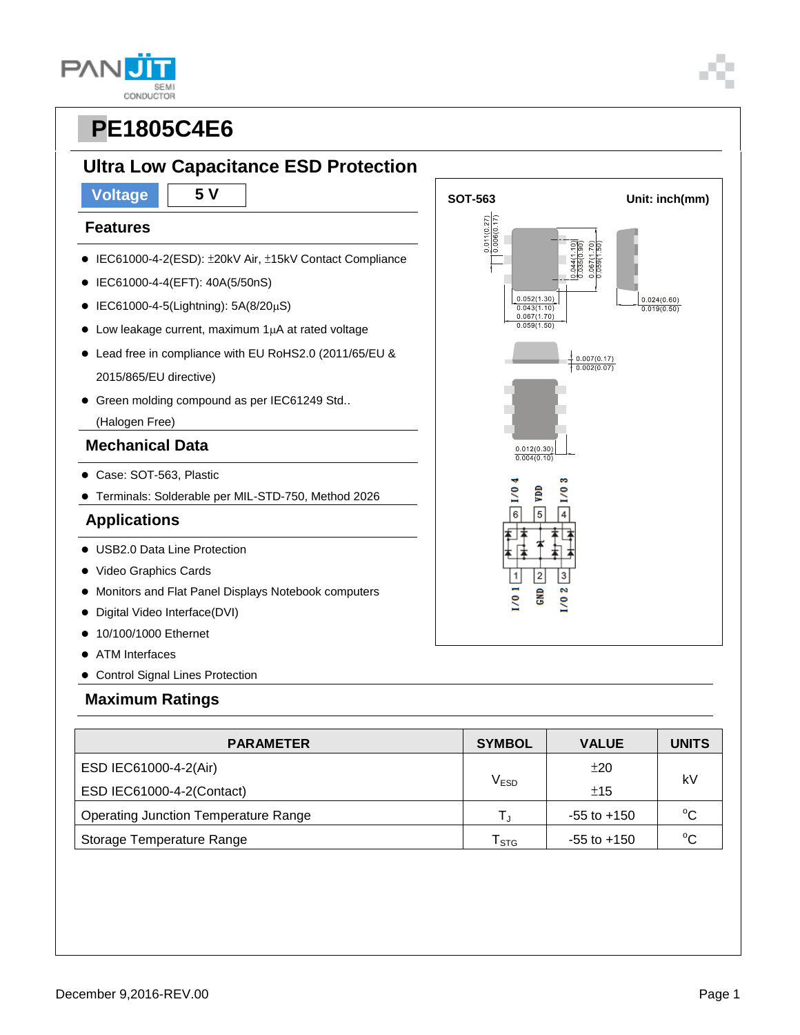# PE1805C4E6

## Ultra Low Capacitance ESD Protection

**Voltage** | **5 V**

### Features

- IEC61000-4-2(ESD): ±20kV Air, ±15kV Contact Compliance
- IEC61000-4-4(EFT): 40A(5/50nS)
- IEC61000-4-5(Lightning): 5A(8/20μS)
- Low leakage current, maximum 1μA at rated voltage
- Lead free in compliance with EU RoHS2.0 (2011/65/EU & 2015/865/EU directive)
- Green molding compound as per IEC61249 Std.. (Halogen Free)

### Mechanical Data

- Case: SOT-563, Plastic
- Terminals: Solderable per MIL-STD-750, Method 2026

### Applications

- USB2.0 Data Line Protection
- Video Graphics Cards
- Monitors and Flat Panel Displays Notebook computers
- Digital Video Interface(DVI)
- 10/100/1000 Ethernet
- ATM Interfaces
- Control Signal Lines Protection

SOT-563 Unit: inch(mm)

0.011(0.27) 0.006(0.17)
0.044(1.10) 0.035(0.90)
0.067(1.70) 0.059(1.50)
0.052(1.30) 0.043(1.10)
0.067(1.70) 0.059(1.50)
0.024(0.60) 0.019(0.50)
0.007(0.17) 0.002(0.07)
0.012(0.30) 0.004(0.10)

I/O 4 | VDD | I/O 3
6 | 5 | 4
1 | 2 | 3
I/O 1 | GND | I/O 2

### Maximum Ratings

| PARAMETER | SYMBOL | VALUE | UNITS |
|---|---|---|---|
| ESD IEC61000-4-2(Air) | $V_{ESD}$ | ±20 | kV |
| ESD IEC61000-4-2(Contact) | | ±15 | |
| Operating Junction Temperature Range | $T_J$ | -55 to +150 | °C |
| Storage Temperature Range | $T_{STG}$ | -55 to +150 | °C |

December 9,2016-REV.00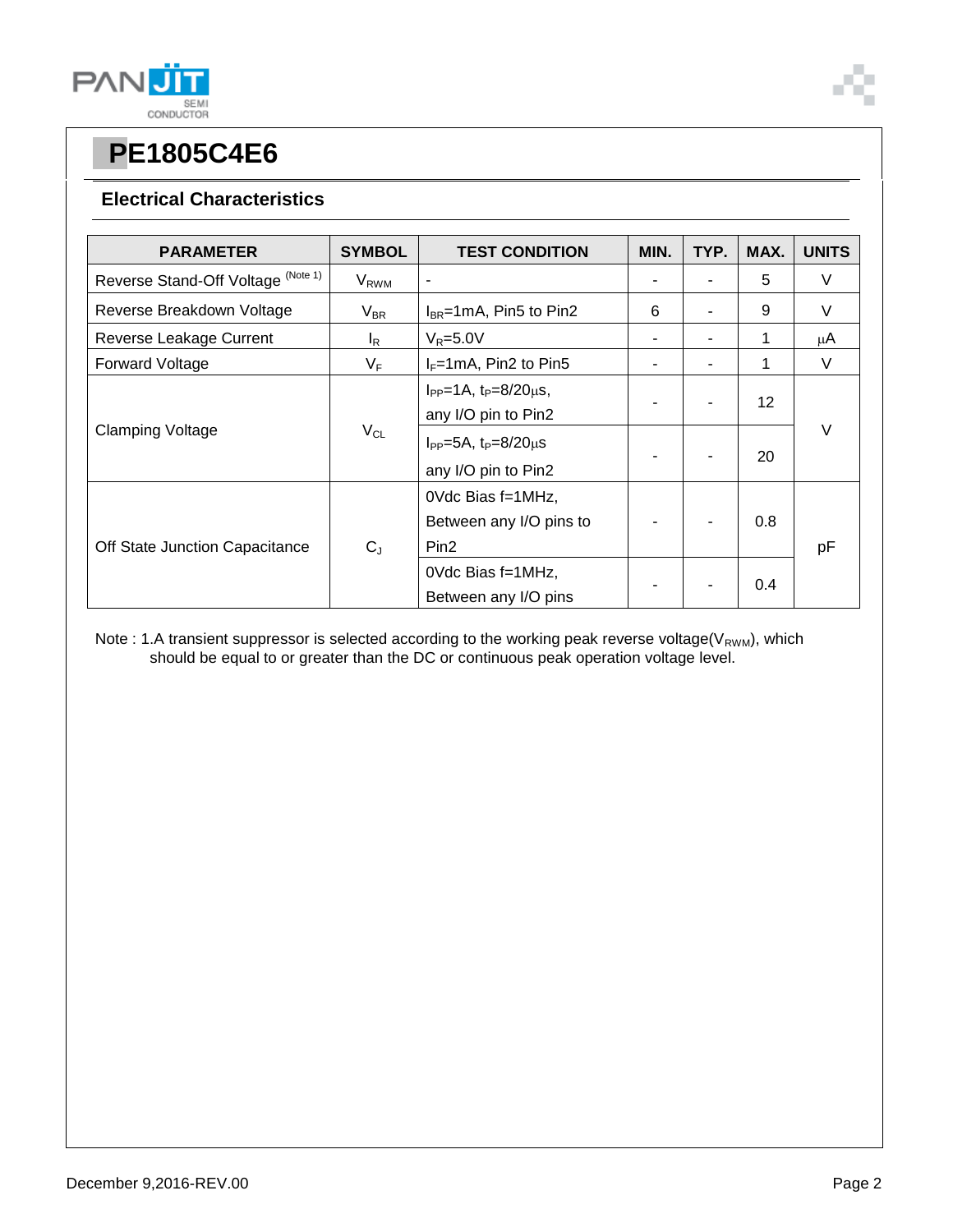# PE1805C4E6

## Electrical Characteristics

| PARAMETER | SYMBOL | TEST CONDITION | MIN. | TYP. | MAX. | UNITS |
|---|---|---|---|---|---|---|
| Reverse Stand-Off Voltage [Note 1] | $V_{RWM}$ | - | - | - | 5 | V |
| Reverse Breakdown Voltage | $V_{BR}$ | $I_{BR}$=1mA, Pin5 to Pin2 | 6 | - | 9 | V |
| Reverse Leakage Current | $I_R$ | $V_R$=5.0V | - | - | 1 | μA |
| Forward Voltage | $V_F$ | $I_F$=1mA, Pin2 to Pin5 | - | - | 1 | V |
| Clamping Voltage | $V_{CL}$ | $I_{PP}$=1A, $t_P$=8/20μs, any I/O pin to Pin2 | - | - | 12 | V |
| | | $I_{PP}$=5A, $t_P$=8/20μs any I/O pin to Pin2 | - | - | 20 | |
| Off State Junction Capacitance | $C_J$ | 0Vdc Bias f=1MHz, Between any I/O pins to Pin2 | - | - | 0.8 | pF |
| | | 0Vdc Bias f=1MHz, Between any I/O pins | - | - | 0.4 | |

Note : 1.A transient suppressor is selected according to the working peak reverse voltage($V_{RWM}$), which should be equal to or greater than the DC or continuous peak operation voltage level.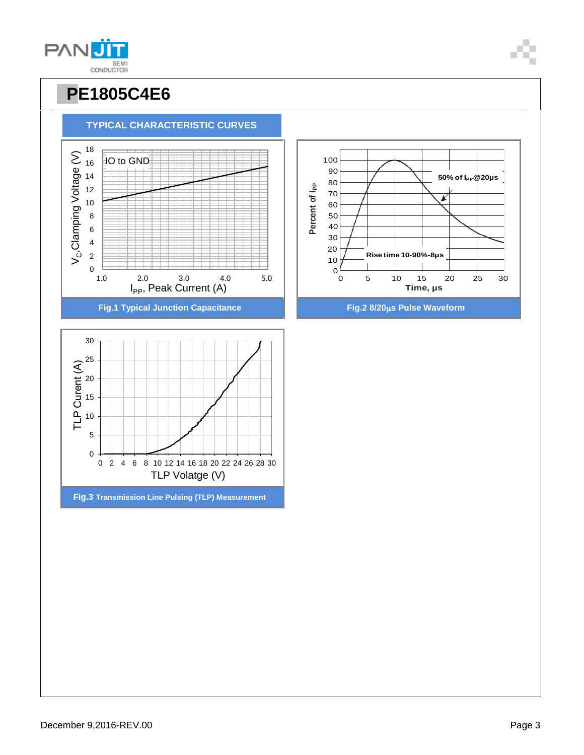# PE1805C4E6

## TYPICAL CHARACTERISTIC CURVES

IO to GND

$V_C$, Clamping Voltage (V)

$I_{PP}$, Peak Current (A)

Fig.1 Typical Junction Capacitance

50% of $I_{PP}$@20μs

Rise time 10-90%-8μs

Percent of $I_{PP}$

Time, μs

Fig.2 8/20μs Pulse Waveform

TLP Curent (A)

TLP Volatge (V)

Fig.3 Transmission Line Pulsing (TLP) Measurement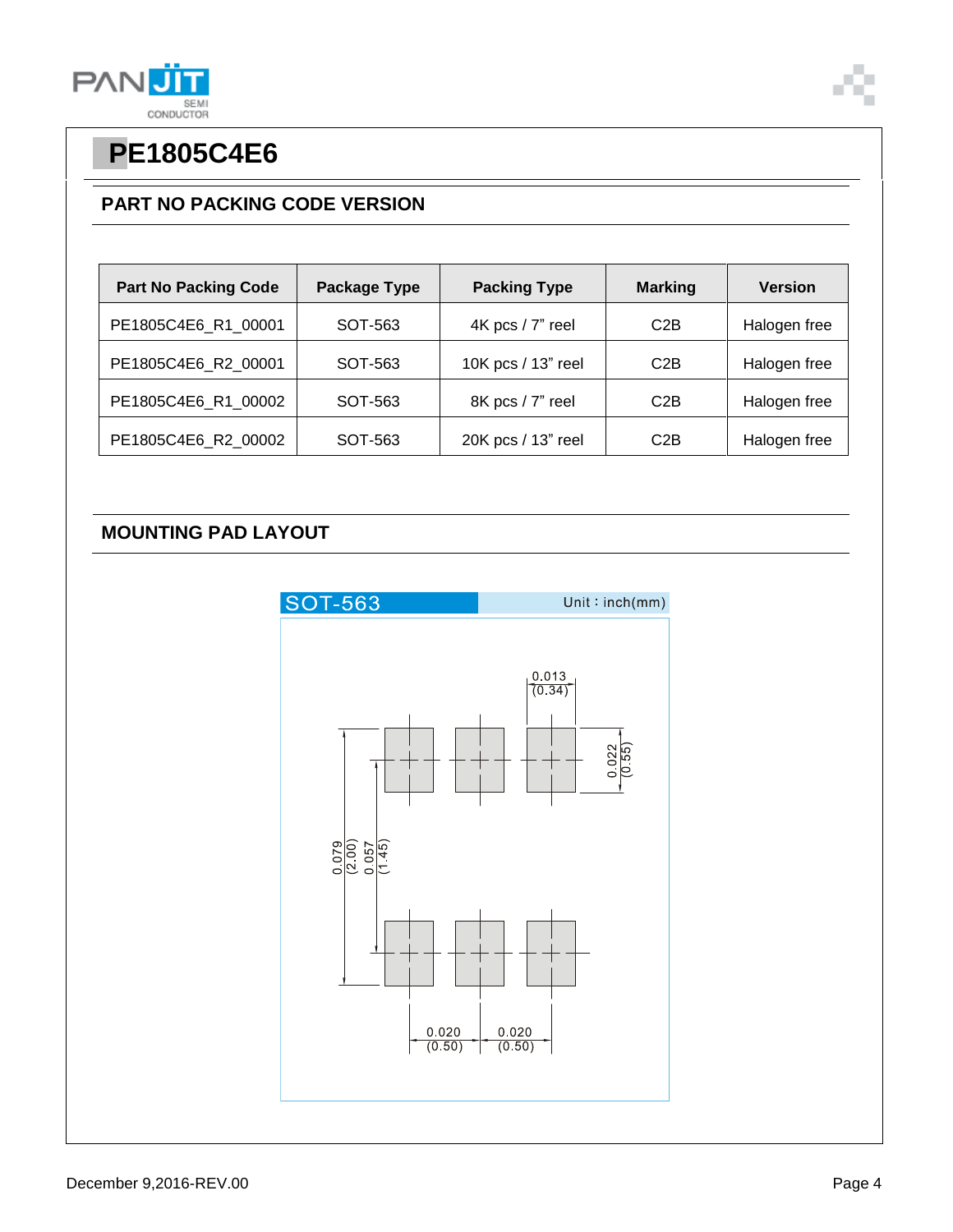# PE1805C4E6

## PART NO PACKING CODE VERSION

| Part No Packing Code | Package Type | Packing Type | Marking | Version |
|---|---|---|---|---|
| PE1805C4E6_R1_00001 | SOT-563 | 4K pcs / 7" reel | C2B | Halogen free |
| PE1805C4E6_R2_00001 | SOT-563 | 10K pcs / 13" reel | C2B | Halogen free |
| PE1805C4E6_R1_00002 | SOT-563 | 8K pcs / 7" reel | C2B | Halogen free |
| PE1805C4E6_R2_00002 | SOT-563 | 20K pcs / 13" reel | C2B | Halogen free |

## MOUNTING PAD LAYOUT

SOT-563 Unit：inch(mm)

0.013 (0.34)
0.022 (0.55)
0.079 (2.00)
0.057 (1.45)
0.020 (0.50)
0.020 (0.50)

December 9,2016-REV.00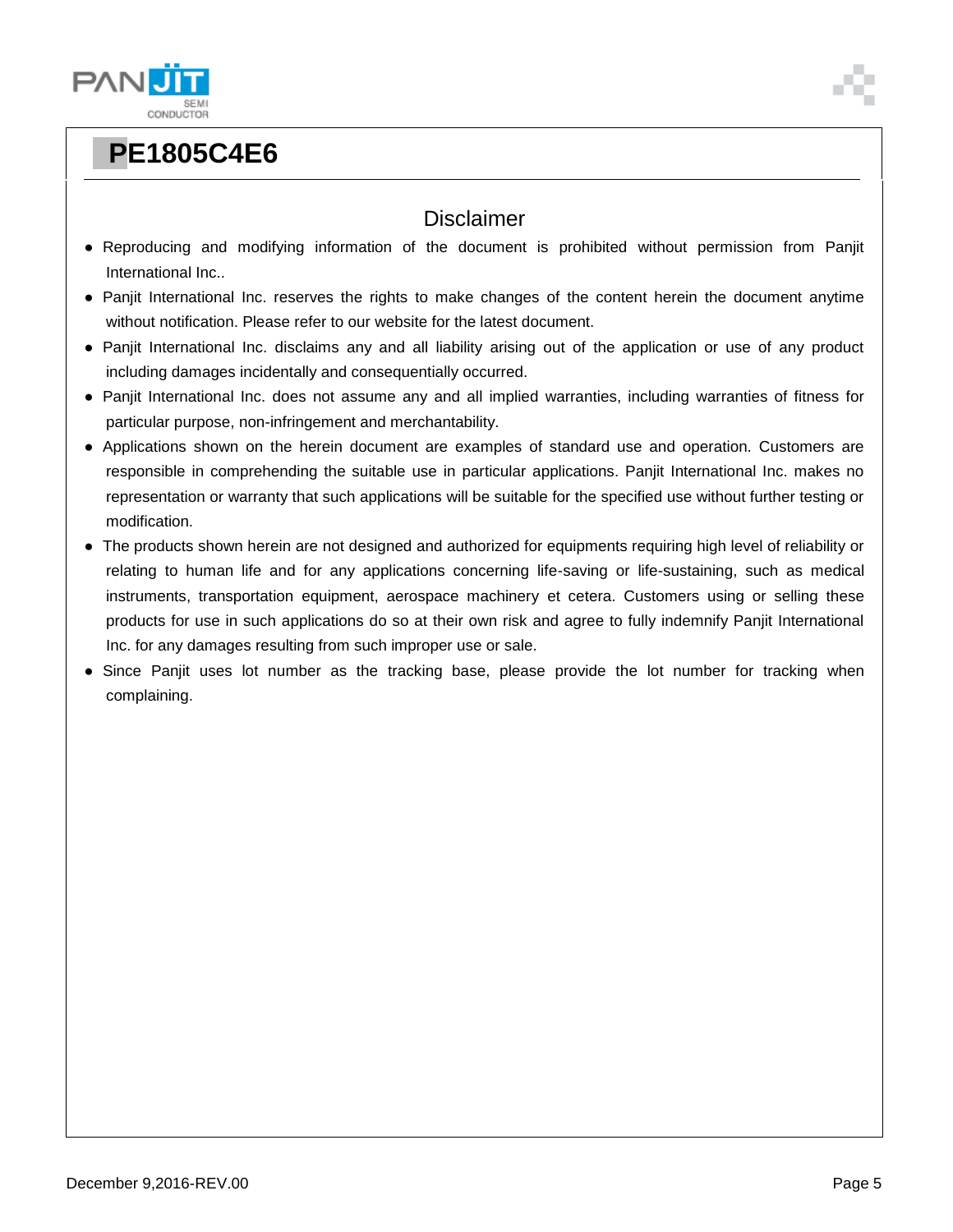# PE1805C4E6

## Disclaimer

- Reproducing and modifying information of the document is prohibited without permission from Panjit International Inc..
- Panjit International Inc. reserves the rights to make changes of the content herein the document anytime without notification. Please refer to our website for the latest document.
- Panjit International Inc. disclaims any and all liability arising out of the application or use of any product including damages incidentally and consequentially occurred.
- Panjit International Inc. does not assume any and all implied warranties, including warranties of fitness for particular purpose, non-infringement and merchantability.
- Applications shown on the herein document are examples of standard use and operation. Customers are responsible in comprehending the suitable use in particular applications. Panjit International Inc. makes no representation or warranty that such applications will be suitable for the specified use without further testing or modification.
- The products shown herein are not designed and authorized for equipments requiring high level of reliability or relating to human life and for any applications concerning life-saving or life-sustaining, such as medical instruments, transportation equipment, aerospace machinery et cetera. Customers using or selling these products for use in such applications do so at their own risk and agree to fully indemnify Panjit International Inc. for any damages resulting from such improper use or sale.
- Since Panjit uses lot number as the tracking base, please provide the lot number for tracking when complaining.

December 9,2016-REV.00